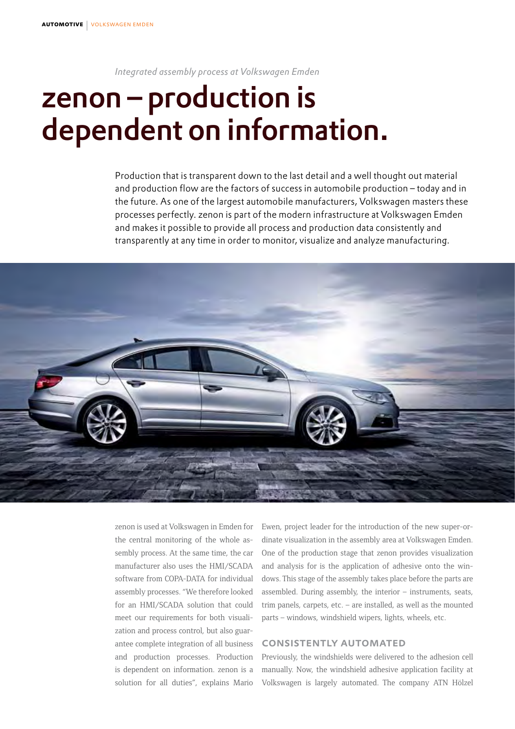*Integrated assembly process at Volkswagen Emden*

# zenon – production is dependent on information.

Production that is transparent down to the last detail and a well thought out material and production flow are the factors of success in automobile production – today and in the future. As one of the largest automobile manufacturers, Volkswagen masters these processes perfectly. zenon is part of the modern infrastructure at Volkswagen Emden and makes it possible to provide all process and production data consistently and transparently at any time in order to monitor, visualize and analyze manufacturing.

zenon is used at Volkswagen in Emden for the central monitoring of the whole assembly process. At the same time, the car manufacturer also uses the HMI/SCADA software from COPA-DATA for individual assembly processes. "We therefore looked for an HMI/SCADA solution that could meet our requirements for both visualization and process control, but also guarantee complete integration of all business and production processes. Production is dependent on information. zenon is a solution for all duties", explains Mario Ewen, project leader for the introduction of the new super-ordinate visualization in the assembly area at Volkswagen Emden. One of the production stage that zenon provides visualization and analysis for is the application of adhesive onto the windows. This stage of the assembly takes place before the parts are assembled. During assembly, the interior – instruments, seats, trim panels, carpets, etc. – are installed, as well as the mounted parts – windows, windshield wipers, lights, wheels, etc.

## CONSISTENTLY AUTOMATED

Previously, the windshields were delivered to the adhesion cell manually. Now, the windshield adhesive application facility at Volkswagen is largely automated. The company ATN Hölzel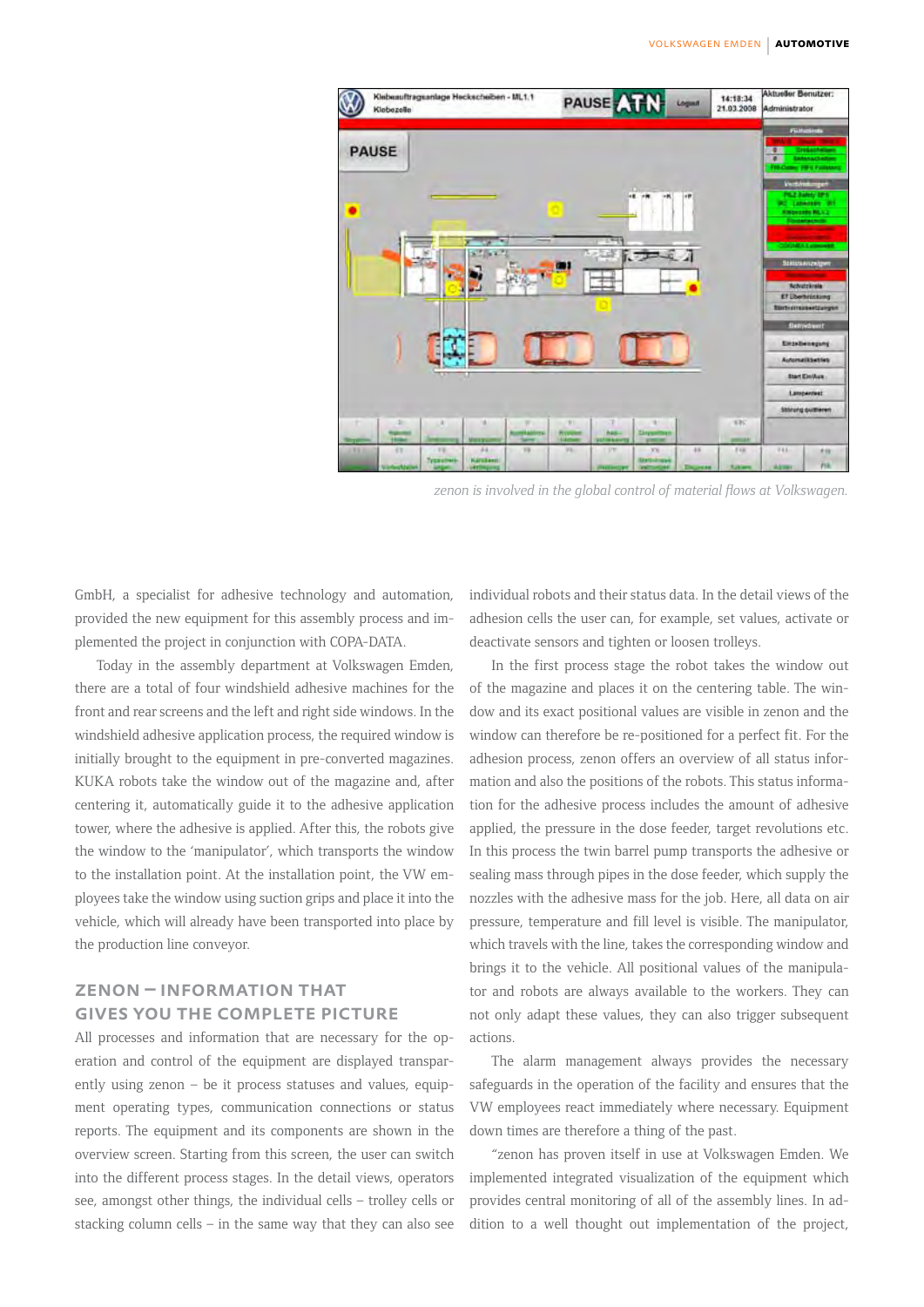*zenon is involved in the global control of material flows at Volkswagen.*

GmbH, a specialist for adhesive technology and automation, provided the new equipment for this assembly process and implemented the project in conjunction with COPA-DATA.

Today in the assembly department at Volkswagen Emden, there are a total of four windshield adhesive machines for the front and rear screens and the left and right side windows. In the windshield adhesive application process, the required window is initially brought to the equipment in pre-converted magazines. KUKA robots take the window out of the magazine and, after centering it, automatically guide it to the adhesive application tower, where the adhesive is applied. After this, the robots give the window to the 'manipulator', which transports the window to the installation point. At the installation point, the VW employees take the window using suction grips and place it into the vehicle, which will already have been transported into place by the production line conveyor.

## ZENON – INFORMATION THAT GIVES YOU THE COMPLETE PICTURE

All processes and information that are necessary for the operation and control of the equipment are displayed transparently using zenon – be it process statuses and values, equipment operating types, communication connections or status reports. The equipment and its components are shown in the overview screen. Starting from this screen, the user can switch into the different process stages. In the detail views, operators see, amongst other things, the individual cells – trolley cells or stacking column cells – in the same way that they can also see individual robots and their status data. In the detail views of the adhesion cells the user can, for example, set values, activate or deactivate sensors and tighten or loosen trolleys.

In the first process stage the robot takes the window out of the magazine and places it on the centering table. The window and its exact positional values are visible in zenon and the window can therefore be re-positioned for a perfect fit. For the adhesion process, zenon offers an overview of all status information and also the positions of the robots. This status information for the adhesive process includes the amount of adhesive applied, the pressure in the dose feeder, target revolutions etc. In this process the twin barrel pump transports the adhesive or sealing mass through pipes in the dose feeder, which supply the nozzles with the adhesive mass for the job. Here, all data on air pressure, temperature and fill level is visible. The manipulator, which travels with the line, takes the corresponding window and brings it to the vehicle. All positional values of the manipulator and robots are always available to the workers. They can not only adapt these values, they can also trigger subsequent actions.

The alarm management always provides the necessary safeguards in the operation of the facility and ensures that the VW employees react immediately where necessary. Equipment down times are therefore a thing of the past.

"zenon has proven itself in use at Volkswagen Emden. We implemented integrated visualization of the equipment which provides central monitoring of all of the assembly lines. In addition to a well thought out implementation of the project,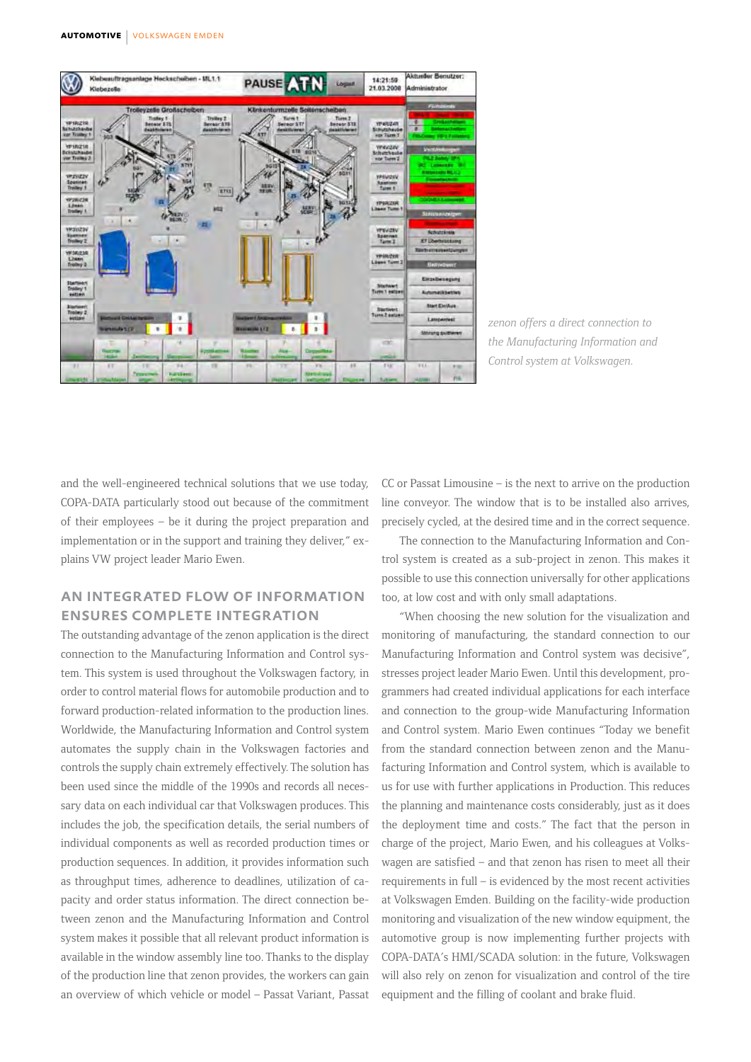*zenon offers a direct connection to the Manufacturing Information and Control system at Volkswagen.*

and the well-engineered technical solutions that we use today, COPA-DATA particularly stood out because of the commitment of their employees – be it during the project preparation and implementation or in the support and training they delivered," explains VW project leader Mario Ewen.

## AN INTEGRATED FLOW OF INFORMATION ENSURES COMPLETE INTEGRATION

The outstanding advantage of the zenon application is the direct connection to the Manufacturing Information and Control system. This system is used throughout the Volkswagen factory, in order to control material flows for automobile production and to forward production-related information to the production lines. Worldwide, the Manufacturing Information and Control system automates the supply chain in the Volkswagen factories and controls the supply chain extremely effectively. The solution has been used since the middle of the 1990s and records all necessary data on each individual car that Volkswagen produces. This includes the job, the specification details, the serial numbers of individual components as well as recorded production times or production sequences. In addition, it provides information such as throughput times, adherence to deadlines, utilization of capacity and order status information. The direct connection between zenon and the Manufacturing Information and Control system makes it possible that all relevant product information is available in the window assembly line too. Thanks to the display of the production line that zenon provides, the workers can gain an overview of which vehicle or model – Passat Variant, Passat CC or Passat Limousine – is the next to arrive on the production line conveyor. The window that is to be installed also arrives, precisely cycled, at the desired time and in the correct sequence.

The connection to the Manufacturing Information and Control system is created as a sub-project in zenon. This makes it possible to use this connection universally for other applications too, at low cost and with only small adaptations.

"When choosing the new solution for the visualization and monitoring of manufacturing, the standard connection to our Manufacturing Information and Control system was decisive", stresses project leader Mario Ewen. Until this development, programmers had created individual applications for each interface and connection to the group-wide Manufacturing Information and Control system. Mario Ewen continues "Today we benefit from the standard connection between zenon and the Manufacturing Information and Control system, which is available to us for use with further applications in Production. This reduces the planning and maintenance costs considerably, just as it does the deployment time and costs." The fact that the person in charge of the project, Mario Ewen, and his colleagues at Volkswagen are satisfied – and that zenon has risen to meet all their requirements in full – is evidenced by the most recent activities at Volkswagen Emden. Building on the facility-wide production monitoring and visualization of the new window equipment, the automotive group is now implementing further projects with COPA-DATA's HMI/SCADA solution: in the future, Volkswagen will also rely on zenon for visualization and control of the tire equipment and the filling of coolant and brake fluid.